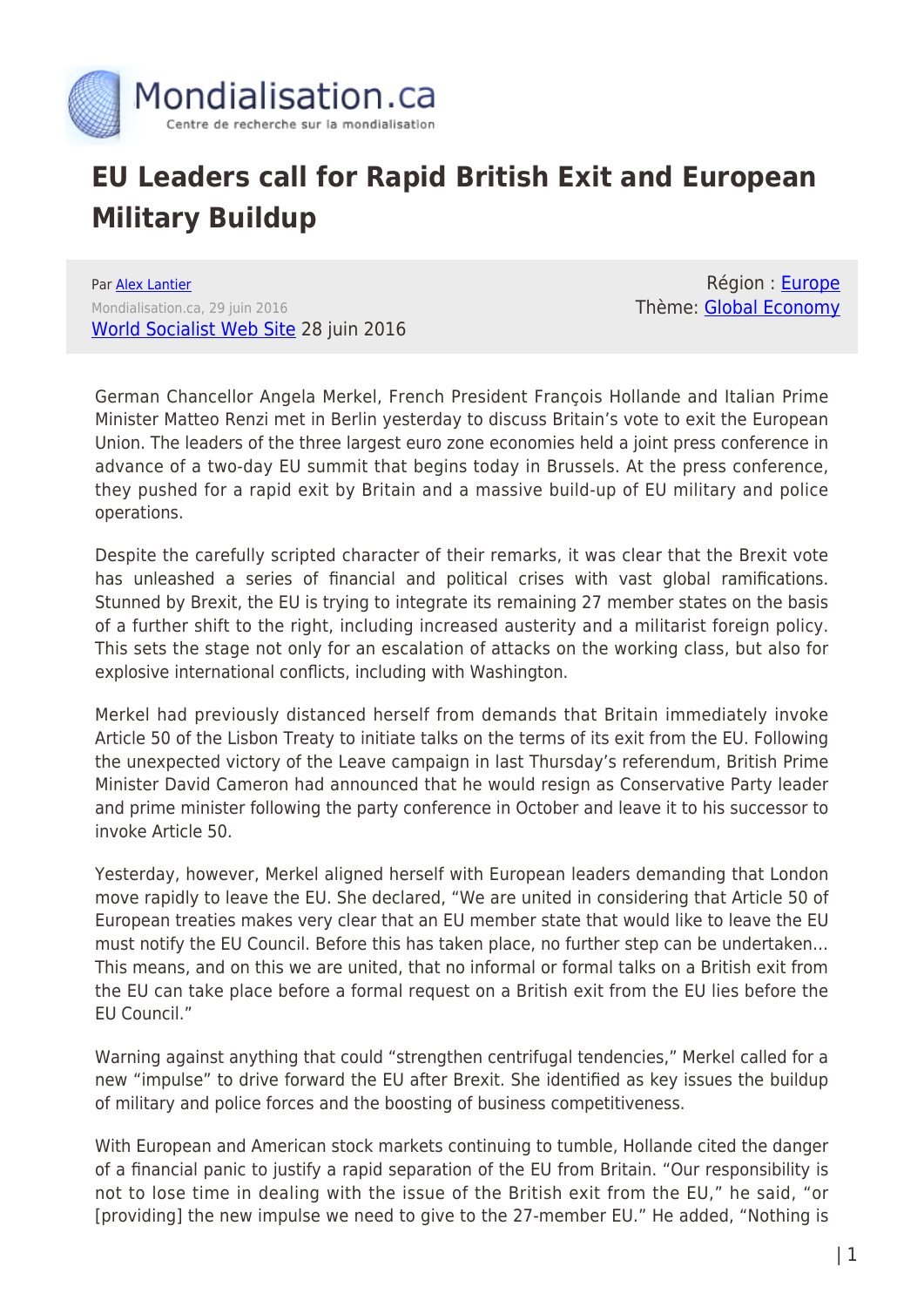# EU Leaders call for Rapid British Exit and European Military Buildup

Par Alex Lantier
Mondialisation.ca, 29 juin 2016
World Socialist Web Site 28 juin 2016

Région : Europe
Thème: Global Economy

German Chancellor Angela Merkel, French President François Hollande and Italian Prime Minister Matteo Renzi met in Berlin yesterday to discuss Britain's vote to exit the European Union. The leaders of the three largest euro zone economies held a joint press conference in advance of a two-day EU summit that begins today in Brussels. At the press conference, they pushed for a rapid exit by Britain and a massive build-up of EU military and police operations.

Despite the carefully scripted character of their remarks, it was clear that the Brexit vote has unleashed a series of financial and political crises with vast global ramifications. Stunned by Brexit, the EU is trying to integrate its remaining 27 member states on the basis of a further shift to the right, including increased austerity and a militarist foreign policy. This sets the stage not only for an escalation of attacks on the working class, but also for explosive international conflicts, including with Washington.

Merkel had previously distanced herself from demands that Britain immediately invoke Article 50 of the Lisbon Treaty to initiate talks on the terms of its exit from the EU. Following the unexpected victory of the Leave campaign in last Thursday's referendum, British Prime Minister David Cameron had announced that he would resign as Conservative Party leader and prime minister following the party conference in October and leave it to his successor to invoke Article 50.

Yesterday, however, Merkel aligned herself with European leaders demanding that London move rapidly to leave the EU. She declared, "We are united in considering that Article 50 of European treaties makes very clear that an EU member state that would like to leave the EU must notify the EU Council. Before this has taken place, no further step can be undertaken… This means, and on this we are united, that no informal or formal talks on a British exit from the EU can take place before a formal request on a British exit from the EU lies before the EU Council."

Warning against anything that could "strengthen centrifugal tendencies," Merkel called for a new "impulse" to drive forward the EU after Brexit. She identified as key issues the buildup of military and police forces and the boosting of business competitiveness.

With European and American stock markets continuing to tumble, Hollande cited the danger of a financial panic to justify a rapid separation of the EU from Britain. "Our responsibility is not to lose time in dealing with the issue of the British exit from the EU," he said, "or [providing] the new impulse we need to give to the 27-member EU." He added, "Nothing is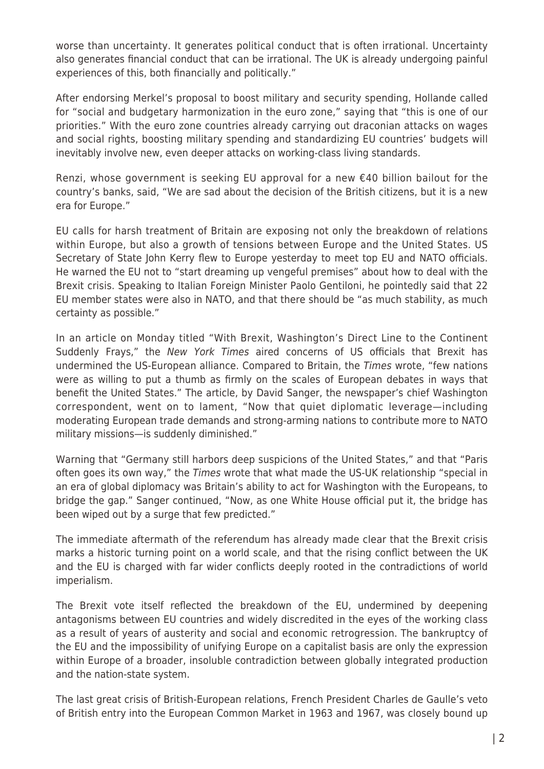worse than uncertainty. It generates political conduct that is often irrational. Uncertainty also generates financial conduct that can be irrational. The UK is already undergoing painful experiences of this, both financially and politically."

After endorsing Merkel's proposal to boost military and security spending, Hollande called for "social and budgetary harmonization in the euro zone," saying that "this is one of our priorities." With the euro zone countries already carrying out draconian attacks on wages and social rights, boosting military spending and standardizing EU countries' budgets will inevitably involve new, even deeper attacks on working-class living standards.

Renzi, whose government is seeking EU approval for a new €40 billion bailout for the country's banks, said, "We are sad about the decision of the British citizens, but it is a new era for Europe."

EU calls for harsh treatment of Britain are exposing not only the breakdown of relations within Europe, but also a growth of tensions between Europe and the United States. US Secretary of State John Kerry flew to Europe yesterday to meet top EU and NATO officials. He warned the EU not to "start dreaming up vengeful premises" about how to deal with the Brexit crisis. Speaking to Italian Foreign Minister Paolo Gentiloni, he pointedly said that 22 EU member states were also in NATO, and that there should be "as much stability, as much certainty as possible."

In an article on Monday titled "With Brexit, Washington's Direct Line to the Continent Suddenly Frays," the *New York Times* aired concerns of US officials that Brexit has undermined the US-European alliance. Compared to Britain, the *Times* wrote, "few nations were as willing to put a thumb as firmly on the scales of European debates in ways that benefit the United States." The article, by David Sanger, the newspaper's chief Washington correspondent, went on to lament, "Now that quiet diplomatic leverage—including moderating European trade demands and strong-arming nations to contribute more to NATO military missions—is suddenly diminished."

Warning that "Germany still harbors deep suspicions of the United States," and that "Paris often goes its own way," the *Times* wrote that what made the US-UK relationship "special in an era of global diplomacy was Britain's ability to act for Washington with the Europeans, to bridge the gap." Sanger continued, "Now, as one White House official put it, the bridge has been wiped out by a surge that few predicted."

The immediate aftermath of the referendum has already made clear that the Brexit crisis marks a historic turning point on a world scale, and that the rising conflict between the UK and the EU is charged with far wider conflicts deeply rooted in the contradictions of world imperialism.

The Brexit vote itself reflected the breakdown of the EU, undermined by deepening antagonisms between EU countries and widely discredited in the eyes of the working class as a result of years of austerity and social and economic retrogression. The bankruptcy of the EU and the impossibility of unifying Europe on a capitalist basis are only the expression within Europe of a broader, insoluble contradiction between globally integrated production and the nation-state system.

The last great crisis of British-European relations, French President Charles de Gaulle's veto of British entry into the European Common Market in 1963 and 1967, was closely bound up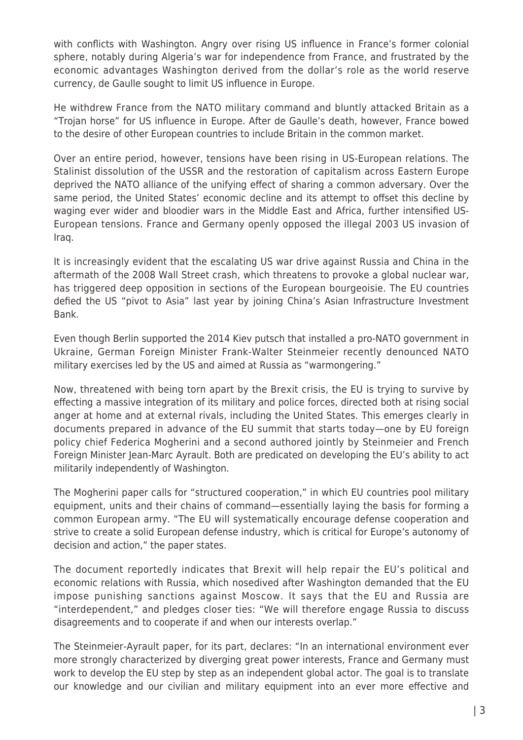with conflicts with Washington. Angry over rising US influence in France's former colonial sphere, notably during Algeria's war for independence from France, and frustrated by the economic advantages Washington derived from the dollar's role as the world reserve currency, de Gaulle sought to limit US influence in Europe.

He withdrew France from the NATO military command and bluntly attacked Britain as a "Trojan horse" for US influence in Europe. After de Gaulle's death, however, France bowed to the desire of other European countries to include Britain in the common market.

Over an entire period, however, tensions have been rising in US-European relations. The Stalinist dissolution of the USSR and the restoration of capitalism across Eastern Europe deprived the NATO alliance of the unifying effect of sharing a common adversary. Over the same period, the United States' economic decline and its attempt to offset this decline by waging ever wider and bloodier wars in the Middle East and Africa, further intensified US-European tensions. France and Germany openly opposed the illegal 2003 US invasion of Iraq.

It is increasingly evident that the escalating US war drive against Russia and China in the aftermath of the 2008 Wall Street crash, which threatens to provoke a global nuclear war, has triggered deep opposition in sections of the European bourgeoisie. The EU countries defied the US "pivot to Asia" last year by joining China's Asian Infrastructure Investment Bank.

Even though Berlin supported the 2014 Kiev putsch that installed a pro-NATO government in Ukraine, German Foreign Minister Frank-Walter Steinmeier recently denounced NATO military exercises led by the US and aimed at Russia as "warmongering."

Now, threatened with being torn apart by the Brexit crisis, the EU is trying to survive by effecting a massive integration of its military and police forces, directed both at rising social anger at home and at external rivals, including the United States. This emerges clearly in documents prepared in advance of the EU summit that starts today—one by EU foreign policy chief Federica Mogherini and a second authored jointly by Steinmeier and French Foreign Minister Jean-Marc Ayrault. Both are predicated on developing the EU's ability to act militarily independently of Washington.

The Mogherini paper calls for "structured cooperation," in which EU countries pool military equipment, units and their chains of command—essentially laying the basis for forming a common European army. "The EU will systematically encourage defense cooperation and strive to create a solid European defense industry, which is critical for Europe's autonomy of decision and action," the paper states.

The document reportedly indicates that Brexit will help repair the EU's political and economic relations with Russia, which nosedived after Washington demanded that the EU impose punishing sanctions against Moscow. It says that the EU and Russia are "interdependent," and pledges closer ties: "We will therefore engage Russia to discuss disagreements and to cooperate if and when our interests overlap."

The Steinmeier-Ayrault paper, for its part, declares: "In an international environment ever more strongly characterized by diverging great power interests, France and Germany must work to develop the EU step by step as an independent global actor. The goal is to translate our knowledge and our civilian and military equipment into an ever more effective and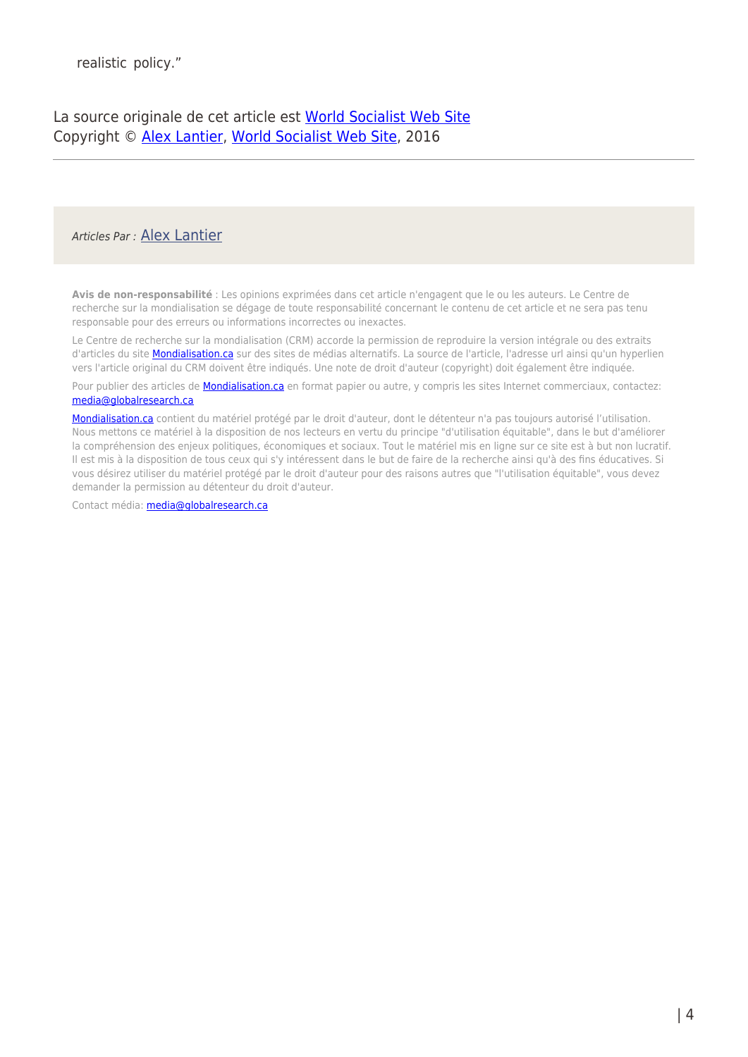realistic policy."

La source originale de cet article est [World Socialist Web Site](World Socialist Web Site)
Copyright © Alex Lantier, World Socialist Web Site, 2016

---

*Articles Par :* Alex Lantier

**Avis de non-responsabilité** : Les opinions exprimées dans cet article n'engagent que le ou les auteurs. Le Centre de recherche sur la mondialisation se dégage de toute responsabilité concernant le contenu de cet article et ne sera pas tenu responsable pour des erreurs ou informations incorrectes ou inexactes.

Le Centre de recherche sur la mondialisation (CRM) accorde la permission de reproduire la version intégrale ou des extraits d'articles du site Mondialisation.ca sur des sites de médias alternatifs. La source de l'article, l'adresse url ainsi qu'un hyperlien vers l'article original du CRM doivent être indiqués. Une note de droit d'auteur (copyright) doit également être indiquée.

Pour publier des articles de Mondialisation.ca en format papier ou autre, y compris les sites Internet commerciaux, contactez: media@globalresearch.ca

Mondialisation.ca contient du matériel protégé par le droit d'auteur, dont le détenteur n'a pas toujours autorisé l'utilisation. Nous mettons ce matériel à la disposition de nos lecteurs en vertu du principe "d'utilisation équitable", dans le but d'améliorer la compréhension des enjeux politiques, économiques et sociaux. Tout le matériel mis en ligne sur ce site est à but non lucratif. Il est mis à la disposition de tous ceux qui s'y intéressent dans le but de faire de la recherche ainsi qu'à des fins éducatives. Si vous désirez utiliser du matériel protégé par le droit d'auteur pour des raisons autres que "l'utilisation équitable", vous devez demander la permission au détenteur du droit d'auteur.

Contact média: media@globalresearch.ca